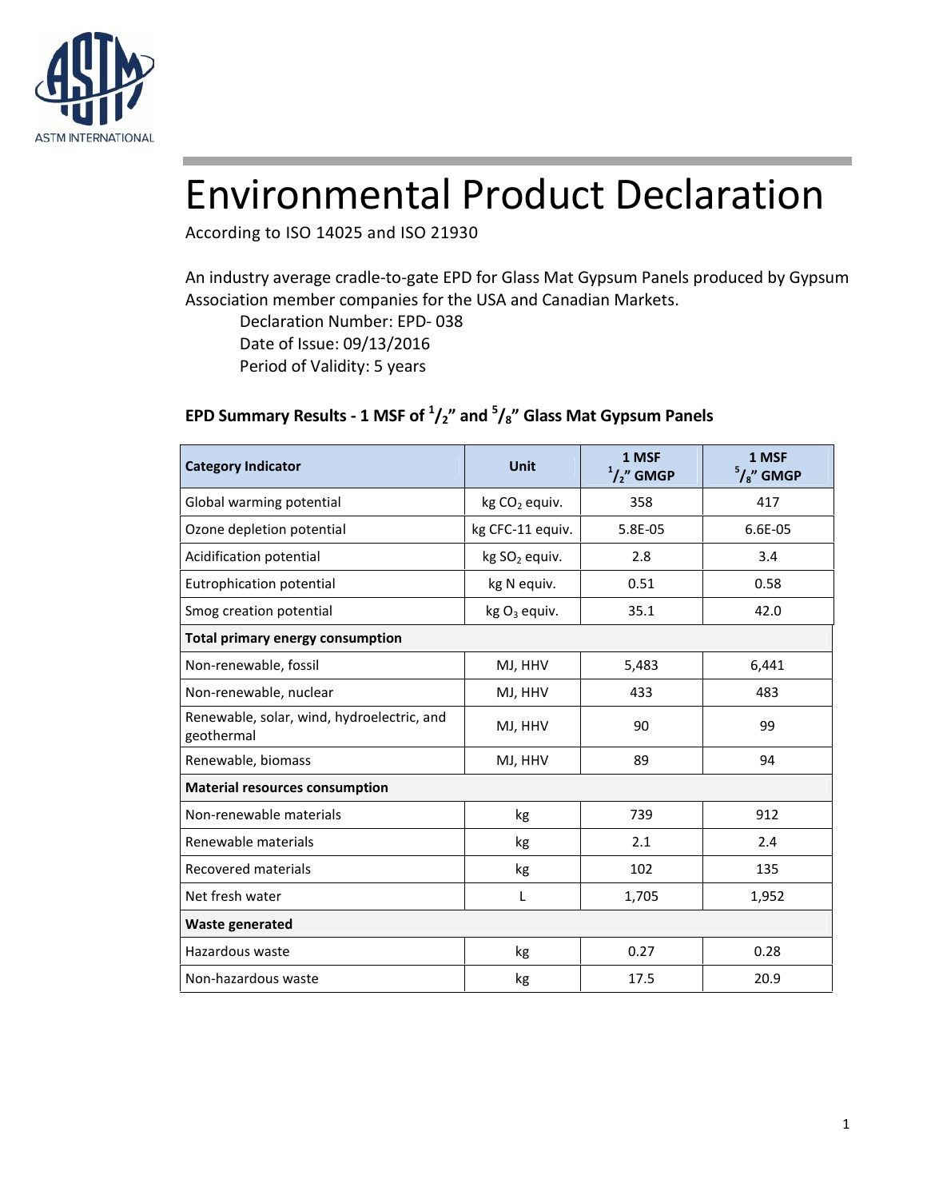ASTM INTERNATIONAL

# Environmental Product Declaration

According to ISO 14025 and ISO 21930

An industry average cradle-to-gate EPD for Glass Mat Gypsum Panels produced by Gypsum Association member companies for the USA and Canadian Markets.

Declaration Number: EPD- 038

Date of Issue: 09/13/2016

Period of Validity: 5 years

### EPD Summary Results - 1 MSF of $^1/_2$" and $^5/_8$" Glass Mat Gypsum Panels

| Category Indicator | Unit | 1 MSF $^1/_2$" GMGP | 1 MSF $^5/_8$" GMGP |
|---|---|---|---|
| Global warming potential | kg $CO_2$ equiv. | 358 | 417 |
| Ozone depletion potential | kg CFC-11 equiv. | 5.8E-05 | 6.6E-05 |
| Acidification potential | kg $SO_2$ equiv. | 2.8 | 3.4 |
| Eutrophication potential | kg N equiv. | 0.51 | 0.58 |
| Smog creation potential | kg $O_3$ equiv. | 35.1 | 42.0 |
| **Total primary energy consumption** | | | |
| Non-renewable, fossil | MJ, HHV | 5,483 | 6,441 |
| Non-renewable, nuclear | MJ, HHV | 433 | 483 |
| Renewable, solar, wind, hydroelectric, and geothermal | MJ, HHV | 90 | 99 |
| Renewable, biomass | MJ, HHV | 89 | 94 |
| **Material resources consumption** | | | |
| Non-renewable materials | kg | 739 | 912 |
| Renewable materials | kg | 2.1 | 2.4 |
| Recovered materials | kg | 102 | 135 |
| Net fresh water | L | 1,705 | 1,952 |
| **Waste generated** | | | |
| Hazardous waste | kg | 0.27 | 0.28 |
| Non-hazardous waste | kg | 17.5 | 20.9 |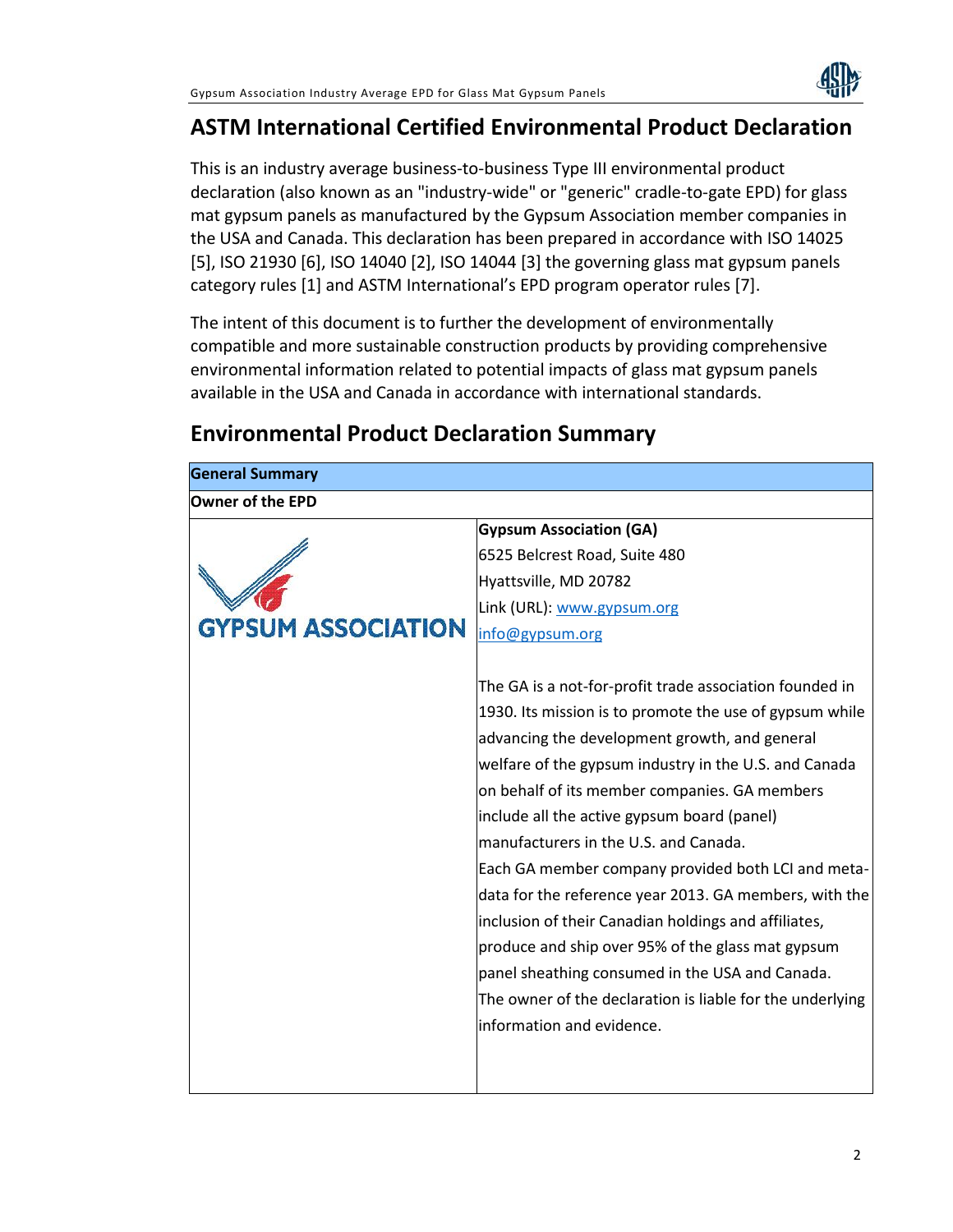## ASTM International Certified Environmental Product Declaration

This is an industry average business-to-business Type III environmental product declaration (also known as an "industry-wide" or "generic" cradle-to-gate EPD) for glass mat gypsum panels as manufactured by the Gypsum Association member companies in the USA and Canada. This declaration has been prepared in accordance with ISO 14025 [5], ISO 21930 [6], ISO 14040 [2], ISO 14044 [3] the governing glass mat gypsum panels category rules [1] and ASTM International's EPD program operator rules [7].

The intent of this document is to further the development of environmentally compatible and more sustainable construction products by providing comprehensive environmental information related to potential impacts of glass mat gypsum panels available in the USA and Canada in accordance with international standards.

## Environmental Product Declaration Summary

| **General Summary** | |
|---|---|
| **Owner of the EPD** | |
| GYPSUM ASSOCIATION | **Gypsum Association (GA)**<br>6525 Belcrest Road, Suite 480<br>Hyattsville, MD 20782<br>Link (URL): www.gypsum.org<br>info@gypsum.org<br><br>The GA is a not-for-profit trade association founded in 1930. Its mission is to promote the use of gypsum while advancing the development growth, and general welfare of the gypsum industry in the U.S. and Canada on behalf of its member companies. GA members include all the active gypsum board (panel) manufacturers in the U.S. and Canada.<br>Each GA member company provided both LCI and meta-data for the reference year 2013. GA members, with the inclusion of their Canadian holdings and affiliates, produce and ship over 95% of the glass mat gypsum panel sheathing consumed in the USA and Canada.<br>The owner of the declaration is liable for the underlying information and evidence. |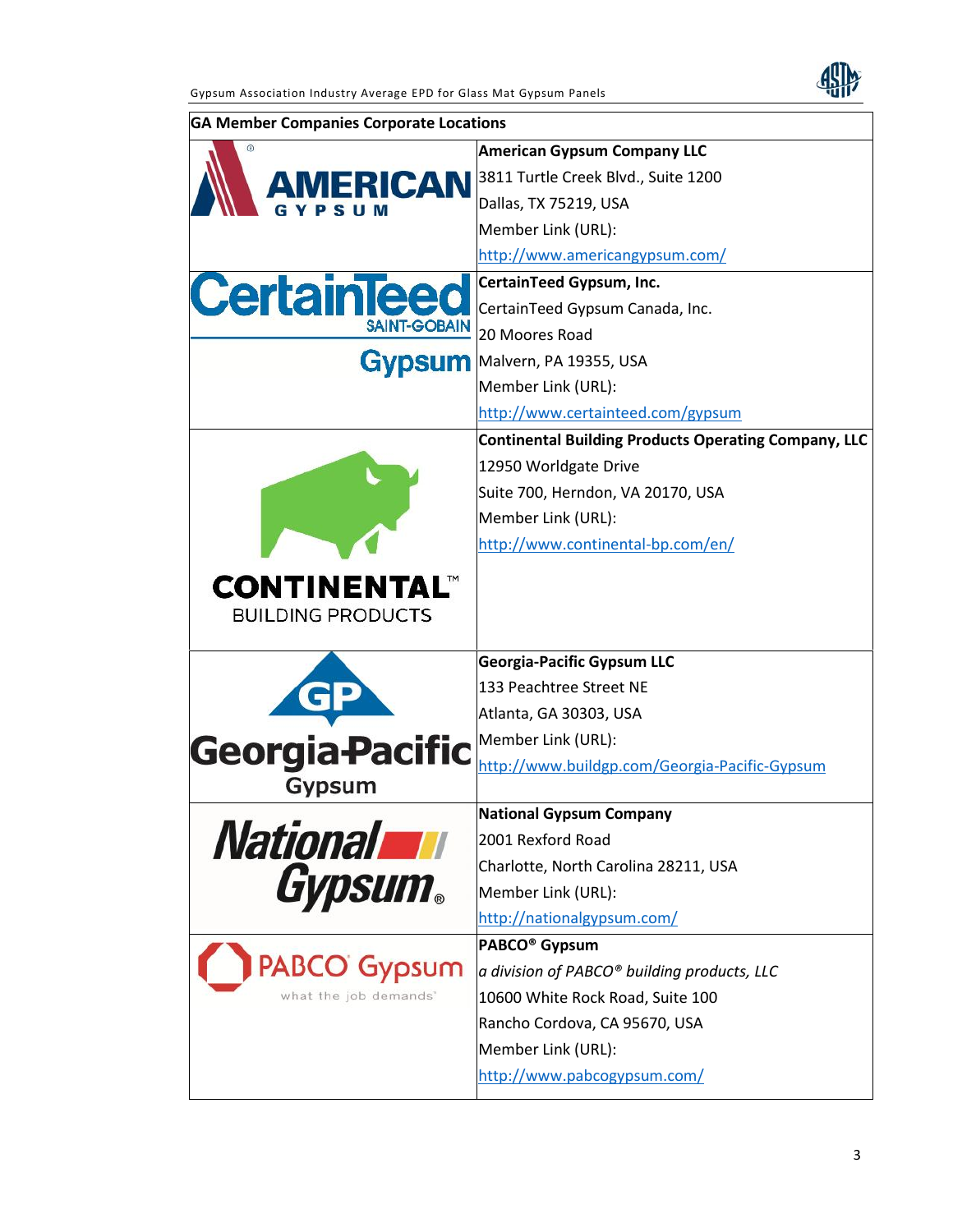| GA Member Companies Corporate Locations | |
|---|---|
| AMERICAN GYPSUM | **American Gypsum Company LLC**<br>3811 Turtle Creek Blvd., Suite 1200<br>Dallas, TX 75219, USA<br>Member Link (URL):<br>http://www.americangypsum.com/ |
| CertainTeed SAINT-GOBAIN Gypsum | **CertainTeed Gypsum, Inc.**<br>CertainTeed Gypsum Canada, Inc.<br>20 Moores Road<br>Malvern, PA 19355, USA<br>Member Link (URL):<br>http://www.certainteed.com/gypsum |
| CONTINENTAL™ BUILDING PRODUCTS | **Continental Building Products Operating Company, LLC**<br>12950 Worldgate Drive<br>Suite 700, Herndon, VA 20170, USA<br>Member Link (URL):<br>http://www.continental-bp.com/en/ |
| GP Georgia-Pacific Gypsum | **Georgia-Pacific Gypsum LLC**<br>133 Peachtree Street NE<br>Atlanta, GA 30303, USA<br>Member Link (URL):<br>http://www.buildgp.com/Georgia-Pacific-Gypsum |
| National Gypsum® | **National Gypsum Company**<br>2001 Rexford Road<br>Charlotte, North Carolina 28211, USA<br>Member Link (URL):<br>http://nationalgypsum.com/ |
| PABCO® Gypsum what the job demands℠ | **PABCO® Gypsum**<br>*a division of PABCO® building products, LLC*<br>10600 White Rock Road, Suite 100<br>Rancho Cordova, CA 95670, USA<br>Member Link (URL):<br>http://www.pabcogypsum.com/ |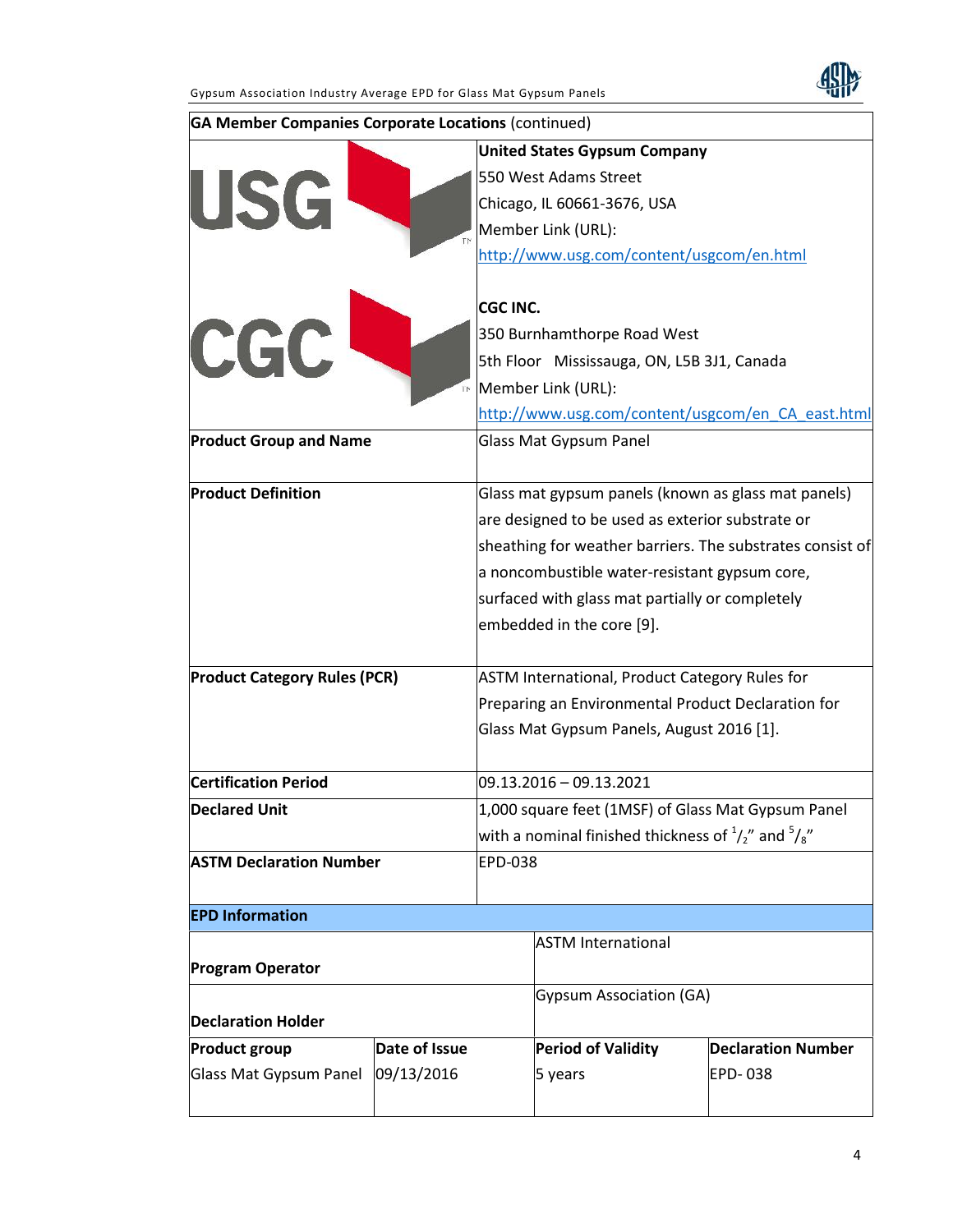| **GA Member Companies Corporate Locations** (continued) | |
|---|---|
| USG | **United States Gypsum Company**<br>550 West Adams Street<br>Chicago, IL 60661-3676, USA<br>Member Link (URL):<br>http://www.usg.com/content/usgcom/en.html |
| CGC | **CGC INC.**<br>350 Burnhamthorpe Road West<br>5th Floor Mississauga, ON, L5B 3J1, Canada<br>Member Link (URL):<br>http://www.usg.com/content/usgcom/en_CA_east.html |
| **Product Group and Name** | Glass Mat Gypsum Panel |
| **Product Definition** | Glass mat gypsum panels (known as glass mat panels) are designed to be used as exterior substrate or sheathing for weather barriers. The substrates consist of a noncombustible water-resistant gypsum core, surfaced with glass mat partially or completely embedded in the core [9]. |
| **Product Category Rules (PCR)** | ASTM International, Product Category Rules for Preparing an Environmental Product Declaration for Glass Mat Gypsum Panels, August 2016 [1]. |
| **Certification Period** | 09.13.2016 – 09.13.2021 |
| **Declared Unit** | 1,000 square feet (1MSF) of Glass Mat Gypsum Panel with a nominal finished thickness of $^{1}/_{2}$" and $^{5}/_{8}$" |
| **ASTM Declaration Number** | EPD-038 |

| **EPD Information** | | | |
|---|---|---|---|
| **Program Operator** | | ASTM International | |
| **Declaration Holder** | | Gypsum Association (GA) | |
| **Product group** | **Date of Issue** | **Period of Validity** | **Declaration Number** |
| Glass Mat Gypsum Panel | 09/13/2016 | 5 years | EPD- 038 |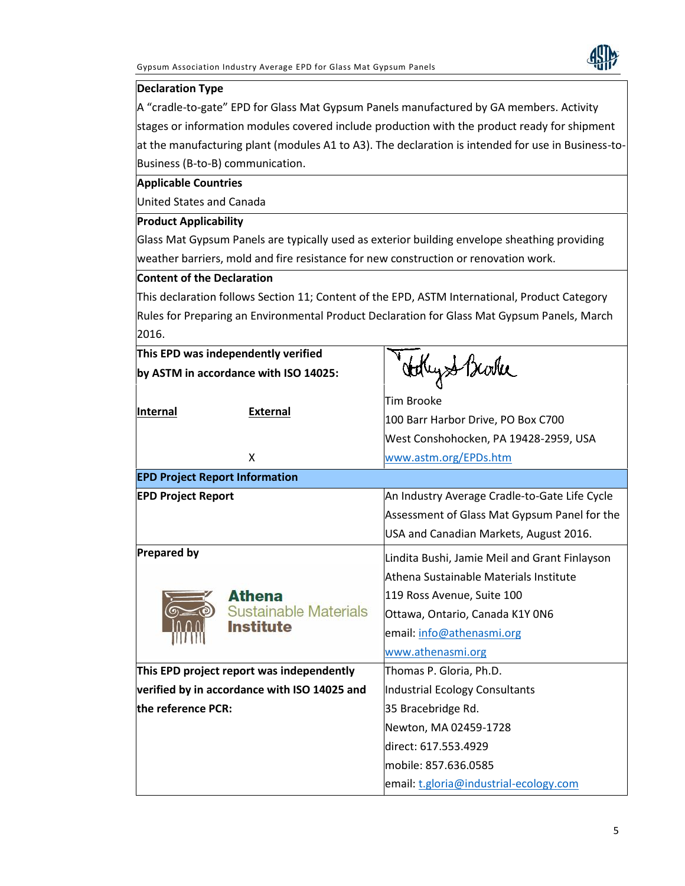**Declaration Type**

A "cradle-to-gate" EPD for Glass Mat Gypsum Panels manufactured by GA members. Activity stages or information modules covered include production with the product ready for shipment at the manufacturing plant (modules A1 to A3). The declaration is intended for use in Business-to-Business (B-to-B) communication.

**Applicable Countries**

United States and Canada

**Product Applicability**

Glass Mat Gypsum Panels are typically used as exterior building envelope sheathing providing weather barriers, mold and fire resistance for new construction or renovation work.

**Content of the Declaration**

This declaration follows Section 11; Content of the EPD, ASTM International, Product Category Rules for Preparing an Environmental Product Declaration for Glass Mat Gypsum Panels, March 2016.

| **This EPD was independently verified by ASTM in accordance with ISO 14025:** | |
|---|---|
| **Internal** / **External** | Tim Brooke |
| X (External) | 100 Barr Harbor Drive, PO Box C700<br>West Conshohocken, PA 19428-2959, USA<br>www.astm.org/EPDs.htm |
| **EPD Project Report Information** | |
| **EPD Project Report** | An Industry Average Cradle-to-Gate Life Cycle Assessment of Glass Mat Gypsum Panel for the USA and Canadian Markets, August 2016. |
| **Prepared by**<br>Athena Sustainable Materials Institute | Lindita Bushi, Jamie Meil and Grant Finlayson<br>Athena Sustainable Materials Institute<br>119 Ross Avenue, Suite 100<br>Ottawa, Ontario, Canada K1Y 0N6<br>email: info@athenasmi.org<br>www.athenasmi.org |
| **This EPD project report was independently verified by in accordance with ISO 14025 and the reference PCR:** | Thomas P. Gloria, Ph.D.<br>Industrial Ecology Consultants<br>35 Bracebridge Rd.<br>Newton, MA 02459-1728<br>direct: 617.553.4929<br>mobile: 857.636.0585<br>email: t.gloria@industrial-ecology.com |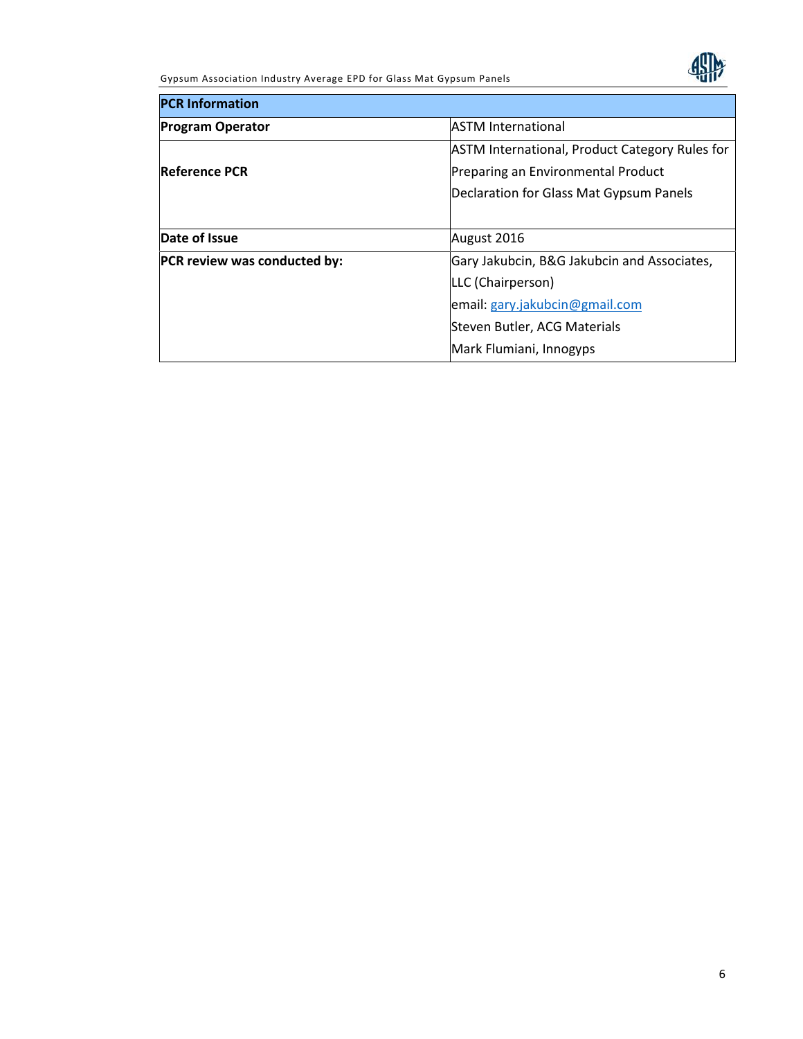| PCR Information | |
|---|---|
| **Program Operator** | ASTM International |
| **Reference PCR** | ASTM International, Product Category Rules for Preparing an Environmental Product Declaration for Glass Mat Gypsum Panels |
| **Date of Issue** | August 2016 |
| **PCR review was conducted by:** | Gary Jakubcin, B&G Jakubcin and Associates, LLC (Chairperson)<br>email: gary.jakubcin@gmail.com<br>Steven Butler, ACG Materials<br>Mark Flumiani, Innogyps |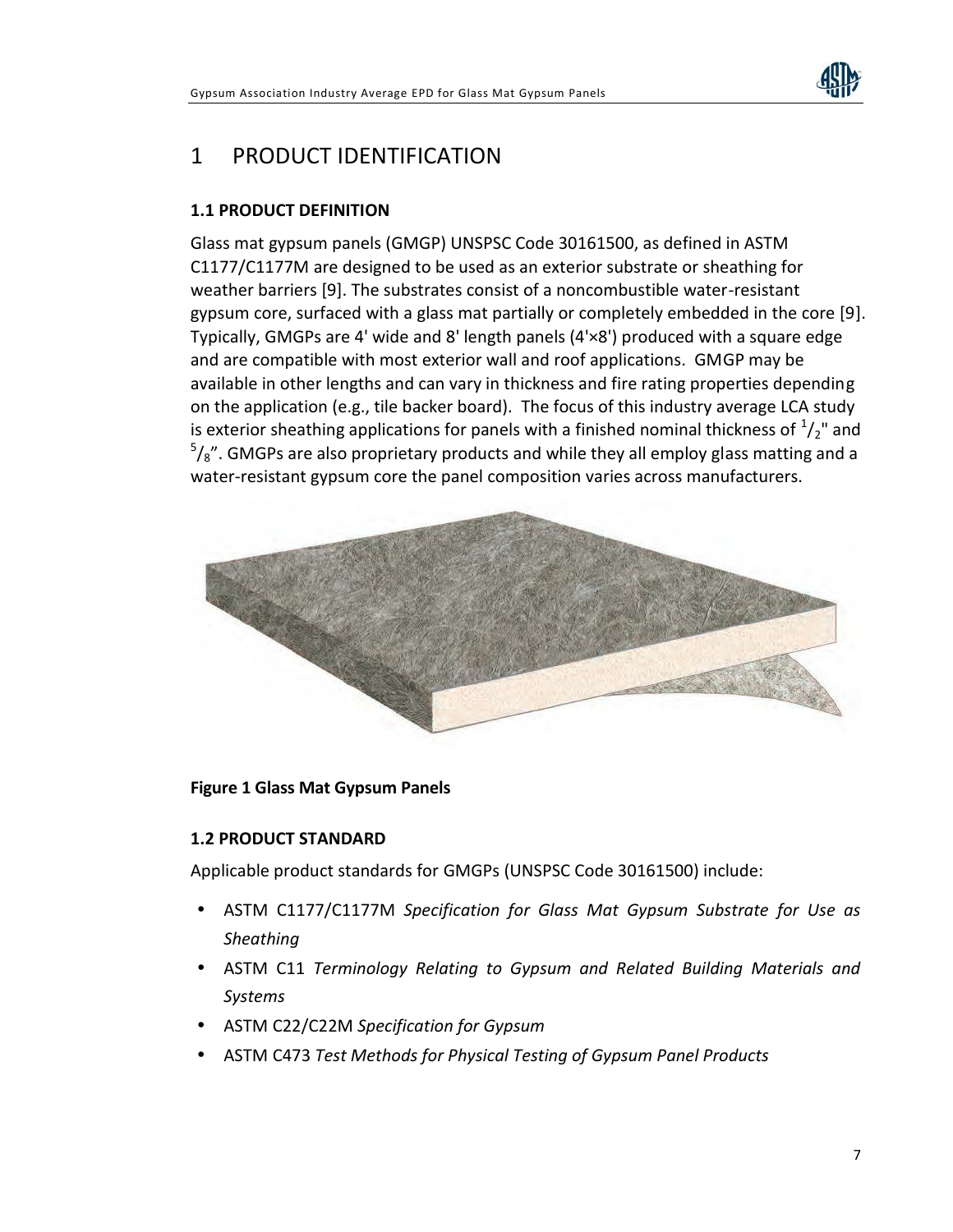# 1 PRODUCT IDENTIFICATION

### 1.1 PRODUCT DEFINITION

Glass mat gypsum panels (GMGP) UNSPSC Code 30161500, as defined in ASTM C1177/C1177M are designed to be used as an exterior substrate or sheathing for weather barriers [9]. The substrates consist of a noncombustible water-resistant gypsum core, surfaced with a glass mat partially or completely embedded in the core [9]. Typically, GMGPs are 4' wide and 8' length panels (4'×8') produced with a square edge and are compatible with most exterior wall and roof applications. GMGP may be available in other lengths and can vary in thickness and fire rating properties depending on the application (e.g., tile backer board). The focus of this industry average LCA study is exterior sheathing applications for panels with a finished nominal thickness of $^{1}/_{2}$" and $^{5}/_{8}$". GMGPs are also proprietary products and while they all employ glass matting and a water-resistant gypsum core the panel composition varies across manufacturers.

**Figure 1 Glass Mat Gypsum Panels**

### 1.2 PRODUCT STANDARD

Applicable product standards for GMGPs (UNSPSC Code 30161500) include:

- ASTM C1177/C1177M *Specification for Glass Mat Gypsum Substrate for Use as Sheathing*
- ASTM C11 *Terminology Relating to Gypsum and Related Building Materials and Systems*
- ASTM C22/C22M *Specification for Gypsum*
- ASTM C473 *Test Methods for Physical Testing of Gypsum Panel Products*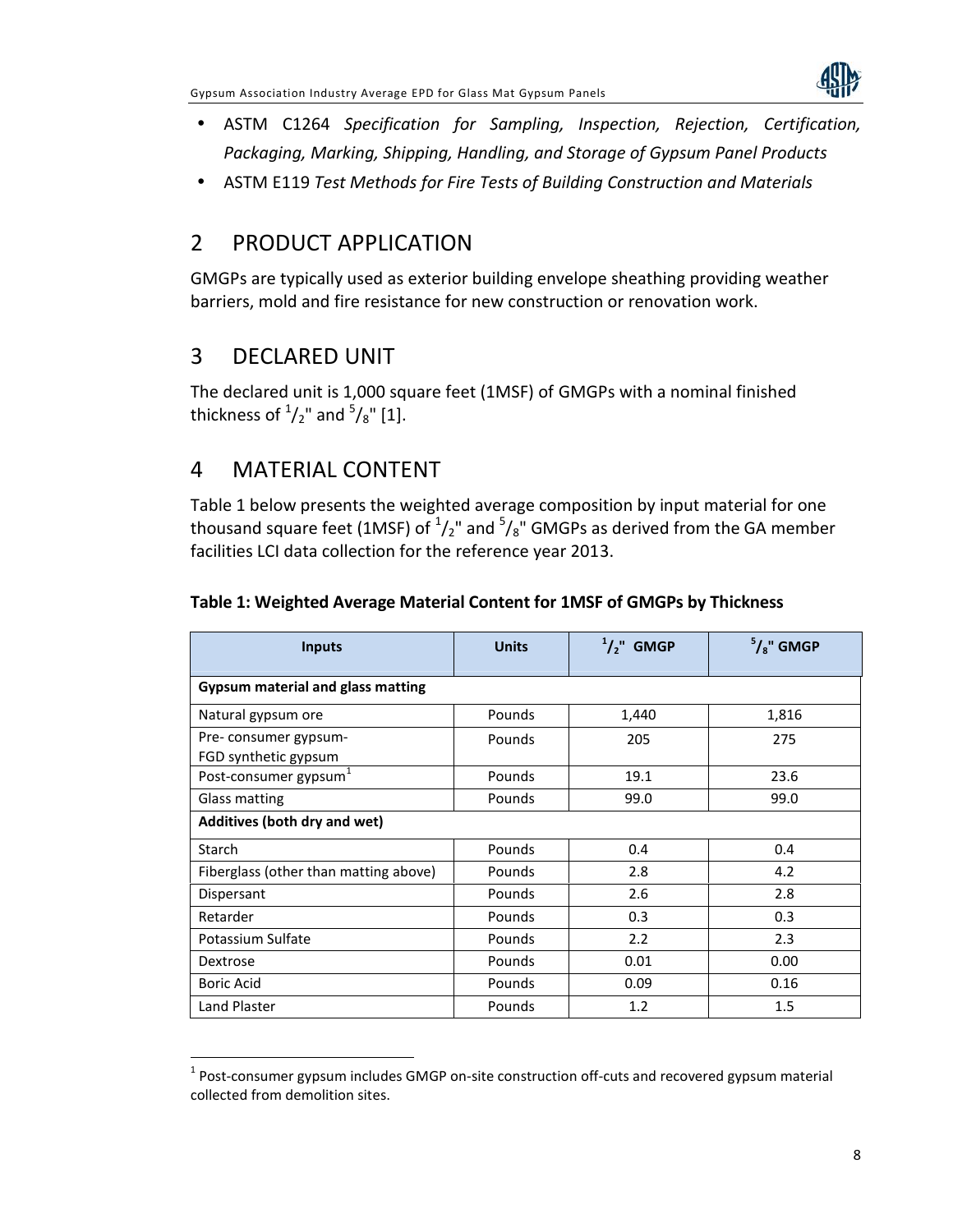- ASTM C1264 *Specification for Sampling, Inspection, Rejection, Certification, Packaging, Marking, Shipping, Handling, and Storage of Gypsum Panel Products*
- ASTM E119 *Test Methods for Fire Tests of Building Construction and Materials*

## 2 PRODUCT APPLICATION

GMGPs are typically used as exterior building envelope sheathing providing weather barriers, mold and fire resistance for new construction or renovation work.

## 3 DECLARED UNIT

The declared unit is 1,000 square feet (1MSF) of GMGPs with a nominal finished thickness of $^{1}/_{2}$" and $^{5}/_{8}$" [1].

## 4 MATERIAL CONTENT

Table 1 below presents the weighted average composition by input material for one thousand square feet (1MSF) of $^{1}/_{2}$" and $^{5}/_{8}$" GMGPs as derived from the GA member facilities LCI data collection for the reference year 2013.

**Table 1: Weighted Average Material Content for 1MSF of GMGPs by Thickness**

| Inputs | Units | $^{1}/_{2}$" GMGP | $^{5}/_{8}$" GMGP |
|---|---|---|---|
| **Gypsum material and glass matting** | | | |
| Natural gypsum ore | Pounds | 1,440 | 1,816 |
| Pre- consumer gypsum-<br>FGD synthetic gypsum | Pounds | 205 | 275 |
| Post-consumer gypsum[1] | Pounds | 19.1 | 23.6 |
| Glass matting | Pounds | 99.0 | 99.0 |
| **Additives (both dry and wet)** | | | |
| Starch | Pounds | 0.4 | 0.4 |
| Fiberglass (other than matting above) | Pounds | 2.8 | 4.2 |
| Dispersant | Pounds | 2.6 | 2.8 |
| Retarder | Pounds | 0.3 | 0.3 |
| Potassium Sulfate | Pounds | 2.2 | 2.3 |
| Dextrose | Pounds | 0.01 | 0.00 |
| Boric Acid | Pounds | 0.09 | 0.16 |
| Land Plaster | Pounds | 1.2 | 1.5 |

[1] Post-consumer gypsum includes GMGP on-site construction off-cuts and recovered gypsum material collected from demolition sites.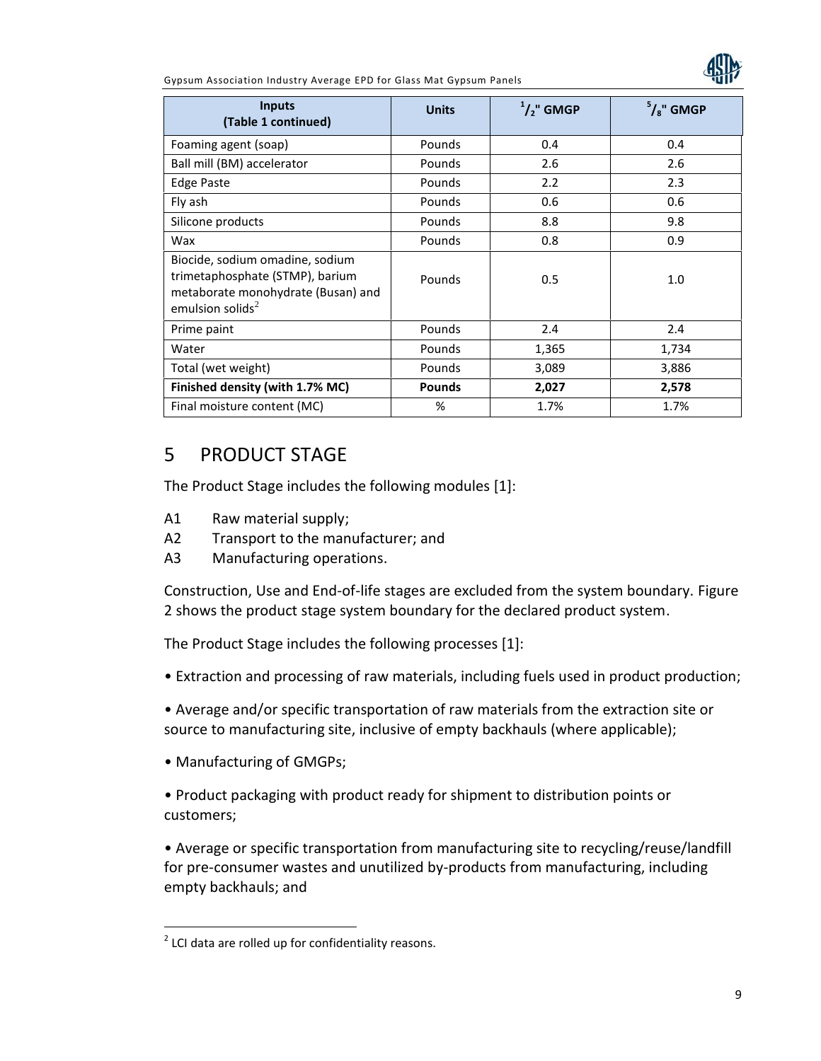| Inputs (Table 1 continued) | Units | $^{1}/_{2}$" GMGP | $^{5}/_{8}$" GMGP |
|---|---|---|---|
| Foaming agent (soap) | Pounds | 0.4 | 0.4 |
| Ball mill (BM) accelerator | Pounds | 2.6 | 2.6 |
| Edge Paste | Pounds | 2.2 | 2.3 |
| Fly ash | Pounds | 0.6 | 0.6 |
| Silicone products | Pounds | 8.8 | 9.8 |
| Wax | Pounds | 0.8 | 0.9 |
| Biocide, sodium omadine, sodium trimetaphosphate (STMP), barium metaborate monohydrate (Busan) and emulsion solids[2] | Pounds | 0.5 | 1.0 |
| Prime paint | Pounds | 2.4 | 2.4 |
| Water | Pounds | 1,365 | 1,734 |
| Total (wet weight) | Pounds | 3,089 | 3,886 |
| **Finished density (with 1.7% MC)** | **Pounds** | **2,027** | **2,578** |
| Final moisture content (MC) | % | 1.7% | 1.7% |

# 5 PRODUCT STAGE

The Product Stage includes the following modules [1]:

- A1 Raw material supply;
- A2 Transport to the manufacturer; and
- A3 Manufacturing operations.

Construction, Use and End-of-life stages are excluded from the system boundary. Figure 2 shows the product stage system boundary for the declared product system.

The Product Stage includes the following processes [1]:

- Extraction and processing of raw materials, including fuels used in product production;
- Average and/or specific transportation of raw materials from the extraction site or source to manufacturing site, inclusive of empty backhauls (where applicable);
- Manufacturing of GMGPs;
- Product packaging with product ready for shipment to distribution points or customers;
- Average or specific transportation from manufacturing site to recycling/reuse/landfill for pre-consumer wastes and unutilized by-products from manufacturing, including empty backhauls; and

[2] LCI data are rolled up for confidentiality reasons.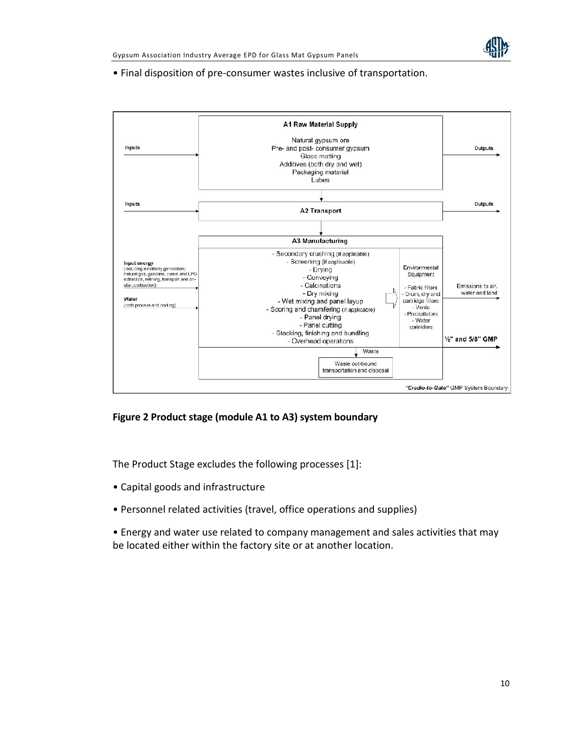• Final disposition of pre-consumer wastes inclusive of transportation.

A1 Raw Material Supply

Natural gypsum ore
Pre- and post- consumer gypsum
Glass matting
Additives (both dry and wet)
Packaging material
Lubes

Inputs → A1 → Outputs

Inputs → A2 Transport → Outputs

A3 Manufacturing

- Secondary crushing (if applicable)
- Screening (if applicable)
- Drying
- Conveying
- Calcinations
- Dry mixing
- Wet mixing and panel layup
- Scoring and chamfering (if applicable)
- Panel drying
- Panel cutting
- Stacking, finishing and bundling
- Overhead operations

Input energy (including electricity generation; natural gas, gasoline, diesel and LPG extraction, refining, transport and on-site combustion)

Water (both process and cooling)

Environmental Equipment

- Fabric filters
- Drum, dry and cartridge filters
- Vents
- Precipitators
- Water sprinklers

Emissions to air, water and land

½" and 5/8" GMP

Waste

Waste out-bound transportation and disposal

*"Cradle-to-Gate"* GMP System Boundary

**Figure 2 Product stage (module A1 to A3) system boundary**

The Product Stage excludes the following processes [1]:

• Capital goods and infrastructure

• Personnel related activities (travel, office operations and supplies)

• Energy and water use related to company management and sales activities that may be located either within the factory site or at another location.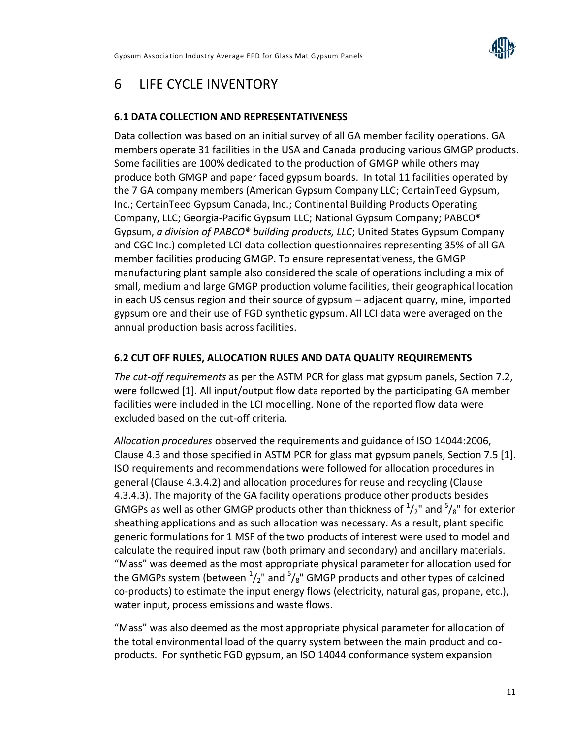# 6 LIFE CYCLE INVENTORY

### 6.1 DATA COLLECTION AND REPRESENTATIVENESS

Data collection was based on an initial survey of all GA member facility operations. GA members operate 31 facilities in the USA and Canada producing various GMGP products. Some facilities are 100% dedicated to the production of GMGP while others may produce both GMGP and paper faced gypsum boards. In total 11 facilities operated by the 7 GA company members (American Gypsum Company LLC; CertainTeed Gypsum, Inc.; CertainTeed Gypsum Canada, Inc.; Continental Building Products Operating Company, LLC; Georgia-Pacific Gypsum LLC; National Gypsum Company; PABCO® Gypsum, *a division of PABCO® building products, LLC*; United States Gypsum Company and CGC Inc.) completed LCI data collection questionnaires representing 35% of all GA member facilities producing GMGP. To ensure representativeness, the GMGP manufacturing plant sample also considered the scale of operations including a mix of small, medium and large GMGP production volume facilities, their geographical location in each US census region and their source of gypsum – adjacent quarry, mine, imported gypsum ore and their use of FGD synthetic gypsum. All LCI data were averaged on the annual production basis across facilities.

### 6.2 CUT OFF RULES, ALLOCATION RULES AND DATA QUALITY REQUIREMENTS

*The cut-off requirements* as per the ASTM PCR for glass mat gypsum panels, Section 7.2, were followed [1]. All input/output flow data reported by the participating GA member facilities were included in the LCI modelling. None of the reported flow data were excluded based on the cut-off criteria.

*Allocation procedures* observed the requirements and guidance of ISO 14044:2006, Clause 4.3 and those specified in ASTM PCR for glass mat gypsum panels, Section 7.5 [1]. ISO requirements and recommendations were followed for allocation procedures in general (Clause 4.3.4.2) and allocation procedures for reuse and recycling (Clause 4.3.4.3). The majority of the GA facility operations produce other products besides GMGPs as well as other GMGP products other than thickness of $^{1}/_{2}$" and $^{5}/_{8}$" for exterior sheathing applications and as such allocation was necessary. As a result, plant specific generic formulations for 1 MSF of the two products of interest were used to model and calculate the required input raw (both primary and secondary) and ancillary materials. "Mass" was deemed as the most appropriate physical parameter for allocation used for the GMGPs system (between $^{1}/_{2}$" and $^{5}/_{8}$" GMGP products and other types of calcined co-products) to estimate the input energy flows (electricity, natural gas, propane, etc.), water input, process emissions and waste flows.

"Mass" was also deemed as the most appropriate physical parameter for allocation of the total environmental load of the quarry system between the main product and co-products. For synthetic FGD gypsum, an ISO 14044 conformance system expansion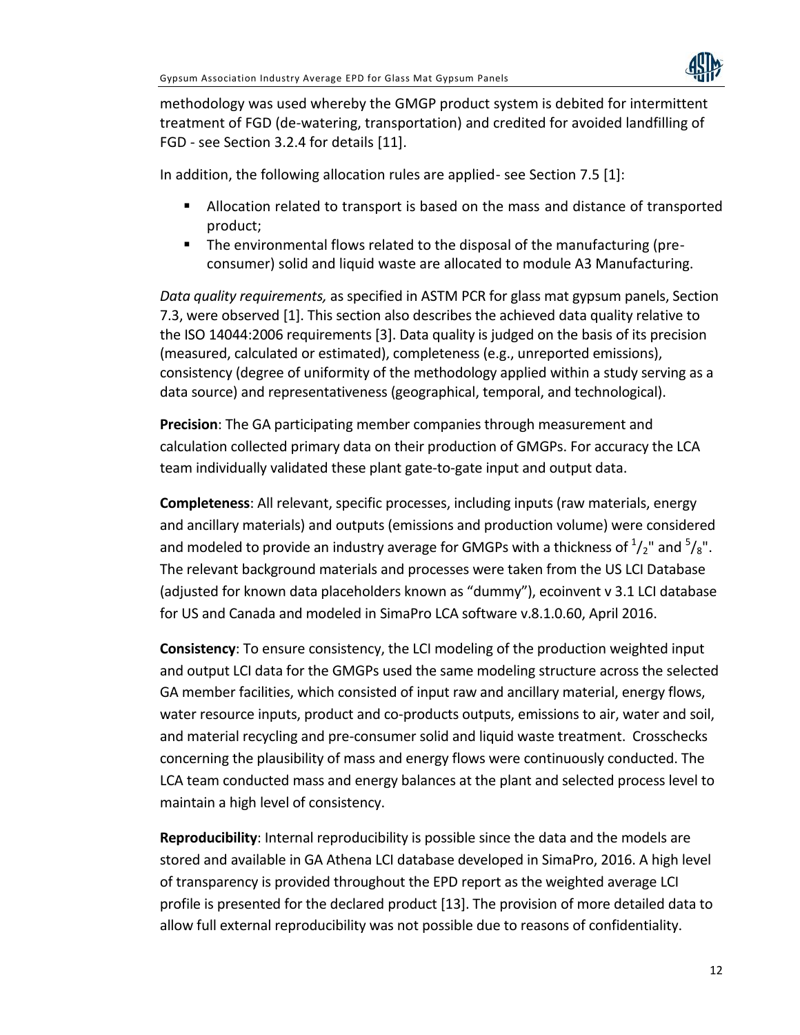methodology was used whereby the GMGP product system is debited for intermittent treatment of FGD (de-watering, transportation) and credited for avoided landfilling of FGD - see Section 3.2.4 for details [11].

In addition, the following allocation rules are applied- see Section 7.5 [1]:

- Allocation related to transport is based on the mass and distance of transported product;
- The environmental flows related to the disposal of the manufacturing (pre-consumer) solid and liquid waste are allocated to module A3 Manufacturing.

*Data quality requirements,* as specified in ASTM PCR for glass mat gypsum panels, Section 7.3, were observed [1]. This section also describes the achieved data quality relative to the ISO 14044:2006 requirements [3]. Data quality is judged on the basis of its precision (measured, calculated or estimated), completeness (e.g., unreported emissions), consistency (degree of uniformity of the methodology applied within a study serving as a data source) and representativeness (geographical, temporal, and technological).

**Precision**: The GA participating member companies through measurement and calculation collected primary data on their production of GMGPs. For accuracy the LCA team individually validated these plant gate-to-gate input and output data.

**Completeness**: All relevant, specific processes, including inputs (raw materials, energy and ancillary materials) and outputs (emissions and production volume) were considered and modeled to provide an industry average for GMGPs with a thickness of $^{1}/_{2}$" and $^{5}/_{8}$". The relevant background materials and processes were taken from the US LCI Database (adjusted for known data placeholders known as "dummy"), ecoinvent v 3.1 LCI database for US and Canada and modeled in SimaPro LCA software v.8.1.0.60, April 2016.

**Consistency**: To ensure consistency, the LCI modeling of the production weighted input and output LCI data for the GMGPs used the same modeling structure across the selected GA member facilities, which consisted of input raw and ancillary material, energy flows, water resource inputs, product and co-products outputs, emissions to air, water and soil, and material recycling and pre-consumer solid and liquid waste treatment. Crosschecks concerning the plausibility of mass and energy flows were continuously conducted. The LCA team conducted mass and energy balances at the plant and selected process level to maintain a high level of consistency.

**Reproducibility**: Internal reproducibility is possible since the data and the models are stored and available in GA Athena LCI database developed in SimaPro, 2016. A high level of transparency is provided throughout the EPD report as the weighted average LCI profile is presented for the declared product [13]. The provision of more detailed data to allow full external reproducibility was not possible due to reasons of confidentiality.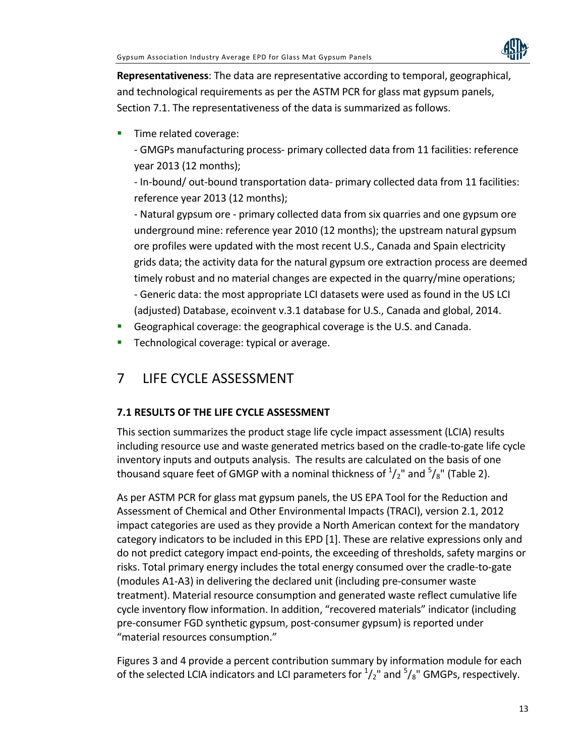**Representativeness**: The data are representative according to temporal, geographical, and technological requirements as per the ASTM PCR for glass mat gypsum panels, Section 7.1. The representativeness of the data is summarized as follows.

- Time related coverage:
  - GMGPs manufacturing process- primary collected data from 11 facilities: reference year 2013 (12 months);
  - In-bound/ out-bound transportation data- primary collected data from 11 facilities: reference year 2013 (12 months);
  - Natural gypsum ore - primary collected data from six quarries and one gypsum ore underground mine: reference year 2010 (12 months); the upstream natural gypsum ore profiles were updated with the most recent U.S., Canada and Spain electricity grids data; the activity data for the natural gypsum ore extraction process are deemed timely robust and no material changes are expected in the quarry/mine operations;
  - Generic data: the most appropriate LCI datasets were used as found in the US LCI (adjusted) Database, ecoinvent v.3.1 database for U.S., Canada and global, 2014.
- Geographical coverage: the geographical coverage is the U.S. and Canada.
- Technological coverage: typical or average.

# 7 LIFE CYCLE ASSESSMENT

### 7.1 RESULTS OF THE LIFE CYCLE ASSESSMENT

This section summarizes the product stage life cycle impact assessment (LCIA) results including resource use and waste generated metrics based on the cradle-to-gate life cycle inventory inputs and outputs analysis. The results are calculated on the basis of one thousand square feet of GMGP with a nominal thickness of $^{1}/_{2}$" and $^{5}/_{8}$" (Table 2).

As per ASTM PCR for glass mat gypsum panels, the US EPA Tool for the Reduction and Assessment of Chemical and Other Environmental Impacts (TRACI), version 2.1, 2012 impact categories are used as they provide a North American context for the mandatory category indicators to be included in this EPD [1]. These are relative expressions only and do not predict category impact end-points, the exceeding of thresholds, safety margins or risks. Total primary energy includes the total energy consumed over the cradle-to-gate (modules A1-A3) in delivering the declared unit (including pre-consumer waste treatment). Material resource consumption and generated waste reflect cumulative life cycle inventory flow information. In addition, "recovered materials" indicator (including pre-consumer FGD synthetic gypsum, post-consumer gypsum) is reported under "material resources consumption."

Figures 3 and 4 provide a percent contribution summary by information module for each of the selected LCIA indicators and LCI parameters for $^{1}/_{2}$" and $^{5}/_{8}$" GMGPs, respectively.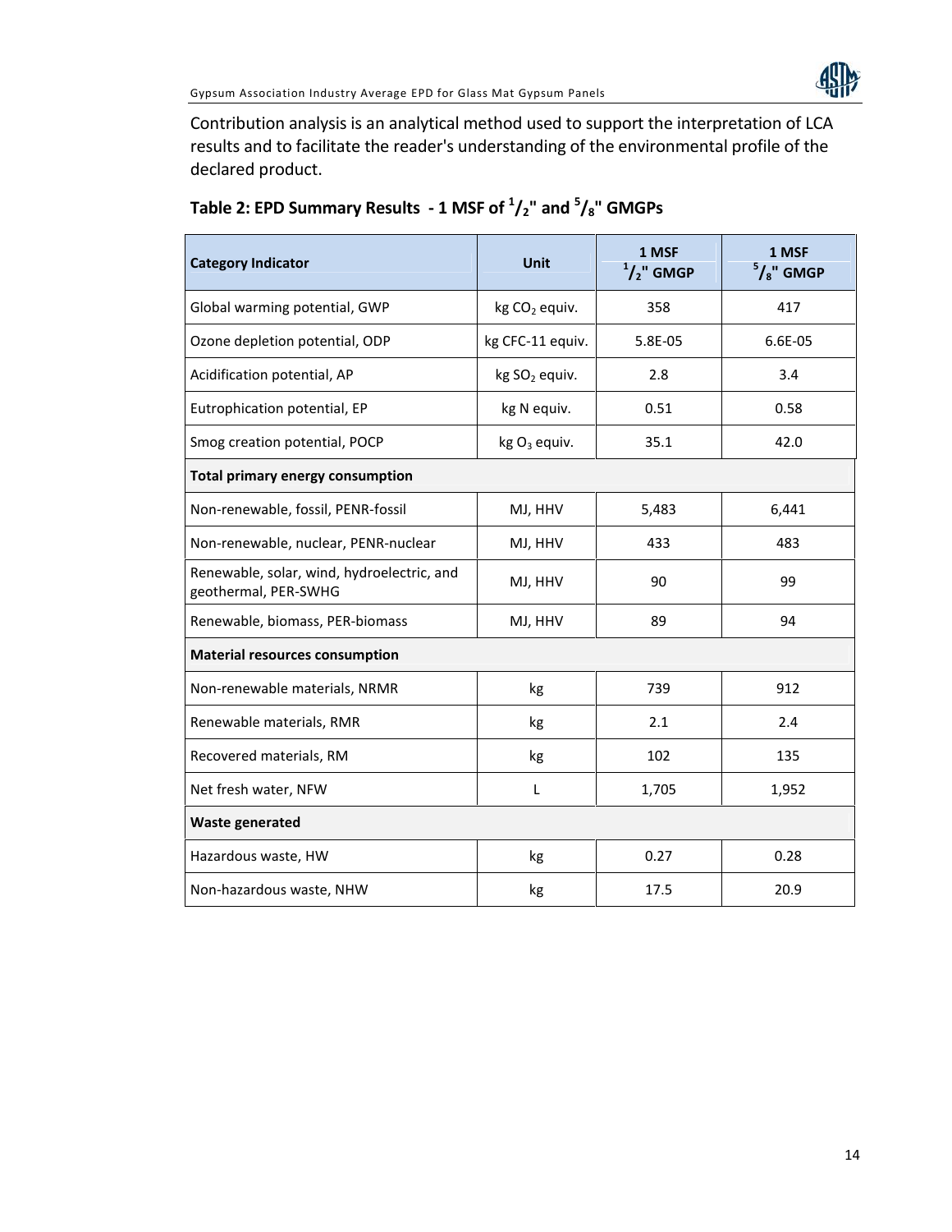Contribution analysis is an analytical method used to support the interpretation of LCA results and to facilitate the reader's understanding of the environmental profile of the declared product.

### Table 2: EPD Summary Results - 1 MSF of $^1/_2$" and $^5/_8$" GMGPs

| Category Indicator | Unit | 1 MSF $^1/_2$" GMGP | 1 MSF $^5/_8$" GMGP |
|---|---|---|---|
| Global warming potential, GWP | kg $CO_2$ equiv. | 358 | 417 |
| Ozone depletion potential, ODP | kg CFC-11 equiv. | 5.8E-05 | 6.6E-05 |
| Acidification potential, AP | kg $SO_2$ equiv. | 2.8 | 3.4 |
| Eutrophication potential, EP | kg N equiv. | 0.51 | 0.58 |
| Smog creation potential, POCP | kg $O_3$ equiv. | 35.1 | 42.0 |
| **Total primary energy consumption** | | | |
| Non-renewable, fossil, PENR-fossil | MJ, HHV | 5,483 | 6,441 |
| Non-renewable, nuclear, PENR-nuclear | MJ, HHV | 433 | 483 |
| Renewable, solar, wind, hydroelectric, and geothermal, PER-SWHG | MJ, HHV | 90 | 99 |
| Renewable, biomass, PER-biomass | MJ, HHV | 89 | 94 |
| **Material resources consumption** | | | |
| Non-renewable materials, NRMR | kg | 739 | 912 |
| Renewable materials, RMR | kg | 2.1 | 2.4 |
| Recovered materials, RM | kg | 102 | 135 |
| Net fresh water, NFW | L | 1,705 | 1,952 |
| **Waste generated** | | | |
| Hazardous waste, HW | kg | 0.27 | 0.28 |
| Non-hazardous waste, NHW | kg | 17.5 | 20.9 |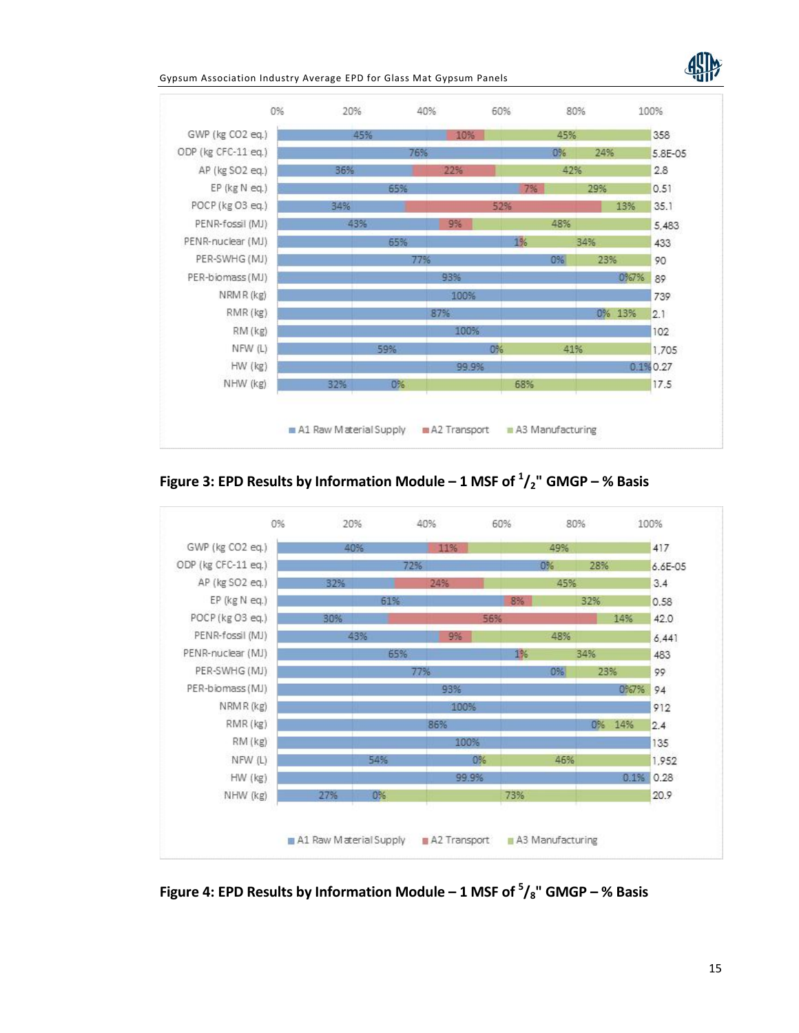| Indicator | A1 Raw Material Supply | A2 Transport | A3 Manufacturing | Total |
|---|---|---|---|---|
| GWP (kg CO2 eq.) | 45% | 10% | 45% | 358 |
| ODP (kg CFC-11 eq.) | 76% | 0% | 24% | 5.8E-05 |
| AP (kg SO2 eq.) | 36% | 22% | 42% | 2.8 |
| EP (kg N eq.) | 65% | 7% | 29% | 0.51 |
| POCP (kg O3 eq.) | 34% | 52% | 13% | 35.1 |
| PENR-fossil (MJ) | 43% | 9% | 48% | 5,483 |
| PENR-nuclear (MJ) | 65% | 1% | 34% | 433 |
| PER-SWHG (MJ) | 77% | 0% | 23% | 90 |
| PER-biomass (MJ) | 93% | 0% | 7% | 89 |
| NRMR (kg) | 100% | | | 739 |
| RMR (kg) | 87% | 0% | 13% | 2.1 |
| RM (kg) | 100% | | | 102 |
| NFW (L) | 59% | 0% | 41% | 1,705 |
| HW (kg) | 99.9% | | 0.1% | 0.27 |
| NHW (kg) | 32% | 0% | 68% | 17.5 |

**Figure 3: EPD Results by Information Module – 1 MSF of $^1/_2$" GMGP – % Basis**

| Indicator | A1 Raw Material Supply | A2 Transport | A3 Manufacturing | Total |
|---|---|---|---|---|
| GWP (kg CO2 eq.) | 40% | 11% | 49% | 417 |
| ODP (kg CFC-11 eq.) | 72% | 0% | 28% | 6.6E-05 |
| AP (kg SO2 eq.) | 32% | 24% | 45% | 3.4 |
| EP (kg N eq.) | 61% | 8% | 32% | 0.58 |
| POCP (kg O3 eq.) | 30% | 56% | 14% | 42.0 |
| PENR-fossil (MJ) | 43% | 9% | 48% | 6,441 |
| PENR-nuclear (MJ) | 65% | 1% | 34% | 483 |
| PER-SWHG (MJ) | 77% | 0% | 23% | 99 |
| PER-biomass (MJ) | 93% | 0% | 7% | 94 |
| NRMR (kg) | 100% | | | 912 |
| RMR (kg) | 86% | 0% | 14% | 2.4 |
| RM (kg) | 100% | | | 135 |
| NFW (L) | 54% | 0% | 46% | 1,952 |
| HW (kg) | 99.9% | | 0.1% | 0.28 |
| NHW (kg) | 27% | 0% | 73% | 20.9 |

**Figure 4: EPD Results by Information Module – 1 MSF of $^5/_8$" GMGP – % Basis**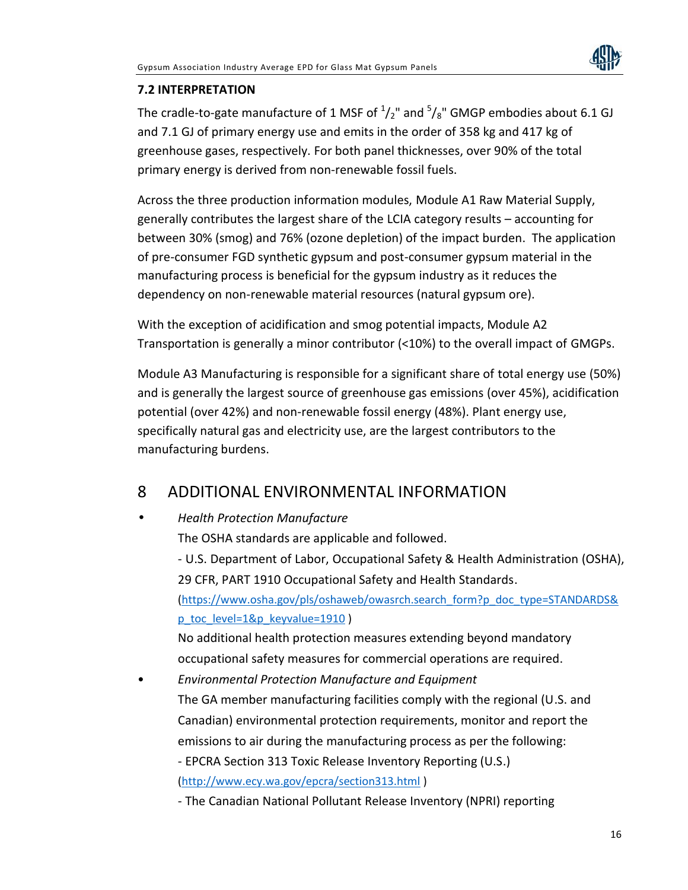### 7.2 INTERPRETATION

The cradle-to-gate manufacture of 1 MSF of $^{1}/_{2}$" and $^{5}/_{8}$" GMGP embodies about 6.1 GJ and 7.1 GJ of primary energy use and emits in the order of 358 kg and 417 kg of greenhouse gases, respectively. For both panel thicknesses, over 90% of the total primary energy is derived from non-renewable fossil fuels.

Across the three production information modules, Module A1 Raw Material Supply, generally contributes the largest share of the LCIA category results – accounting for between 30% (smog) and 76% (ozone depletion) of the impact burden. The application of pre-consumer FGD synthetic gypsum and post-consumer gypsum material in the manufacturing process is beneficial for the gypsum industry as it reduces the dependency on non-renewable material resources (natural gypsum ore).

With the exception of acidification and smog potential impacts, Module A2 Transportation is generally a minor contributor (<10%) to the overall impact of GMGPs.

Module A3 Manufacturing is responsible for a significant share of total energy use (50%) and is generally the largest source of greenhouse gas emissions (over 45%), acidification potential (over 42%) and non-renewable fossil energy (48%). Plant energy use, specifically natural gas and electricity use, are the largest contributors to the manufacturing burdens.

# 8 ADDITIONAL ENVIRONMENTAL INFORMATION

- *Health Protection Manufacture*

  The OSHA standards are applicable and followed.

  - U.S. Department of Labor, Occupational Safety & Health Administration (OSHA), 29 CFR, PART 1910 Occupational Safety and Health Standards. (https://www.osha.gov/pls/oshaweb/owasrch.search_form?p_doc_type=STANDARDS&p_toc_level=1&p_keyvalue=1910 )

  No additional health protection measures extending beyond mandatory occupational safety measures for commercial operations are required.

- *Environmental Protection Manufacture and Equipment*

  The GA member manufacturing facilities comply with the regional (U.S. and Canadian) environmental protection requirements, monitor and report the emissions to air during the manufacturing process as per the following:

  - EPCRA Section 313 Toxic Release Inventory Reporting (U.S.) (http://www.ecy.wa.gov/epcra/section313.html )

  - The Canadian National Pollutant Release Inventory (NPRI) reporting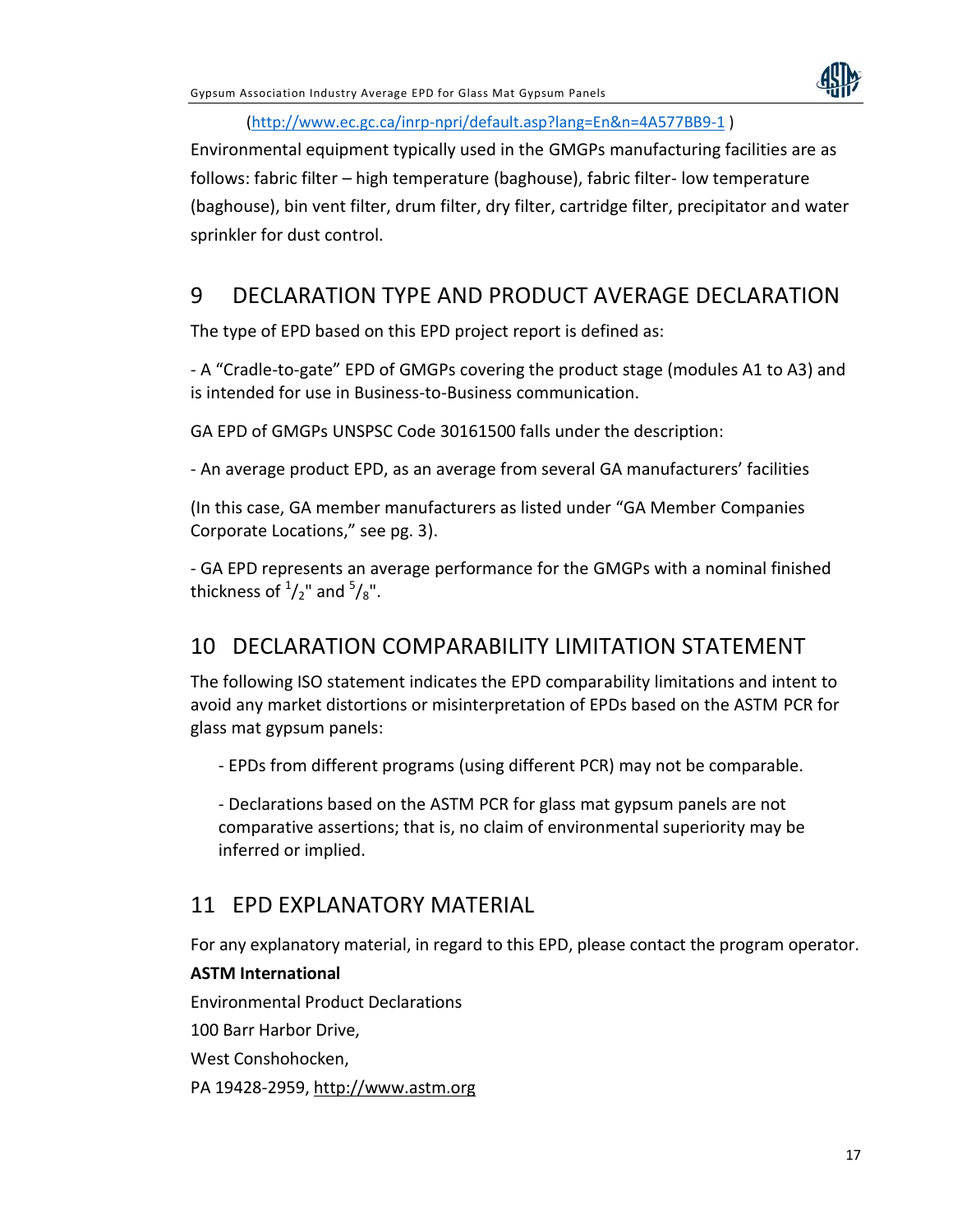(http://www.ec.gc.ca/inrp-npri/default.asp?lang=En&n=4A577BB9-1 )

Environmental equipment typically used in the GMGPs manufacturing facilities are as follows: fabric filter – high temperature (baghouse), fabric filter- low temperature (baghouse), bin vent filter, drum filter, dry filter, cartridge filter, precipitator and water sprinkler for dust control.

## 9 DECLARATION TYPE AND PRODUCT AVERAGE DECLARATION

The type of EPD based on this EPD project report is defined as:

- A "Cradle-to-gate" EPD of GMGPs covering the product stage (modules A1 to A3) and is intended for use in Business-to-Business communication.

GA EPD of GMGPs UNSPSC Code 30161500 falls under the description:

- An average product EPD, as an average from several GA manufacturers' facilities

(In this case, GA member manufacturers as listed under "GA Member Companies Corporate Locations," see pg. 3).

- GA EPD represents an average performance for the GMGPs with a nominal finished thickness of $^{1}/_{2}$" and $^{5}/_{8}$".

## 10 DECLARATION COMPARABILITY LIMITATION STATEMENT

The following ISO statement indicates the EPD comparability limitations and intent to avoid any market distortions or misinterpretation of EPDs based on the ASTM PCR for glass mat gypsum panels:

- EPDs from different programs (using different PCR) may not be comparable.

- Declarations based on the ASTM PCR for glass mat gypsum panels are not comparative assertions; that is, no claim of environmental superiority may be inferred or implied.

## 11 EPD EXPLANATORY MATERIAL

For any explanatory material, in regard to this EPD, please contact the program operator.

**ASTM International**

Environmental Product Declarations

100 Barr Harbor Drive,

West Conshohocken,

PA 19428-2959, http://www.astm.org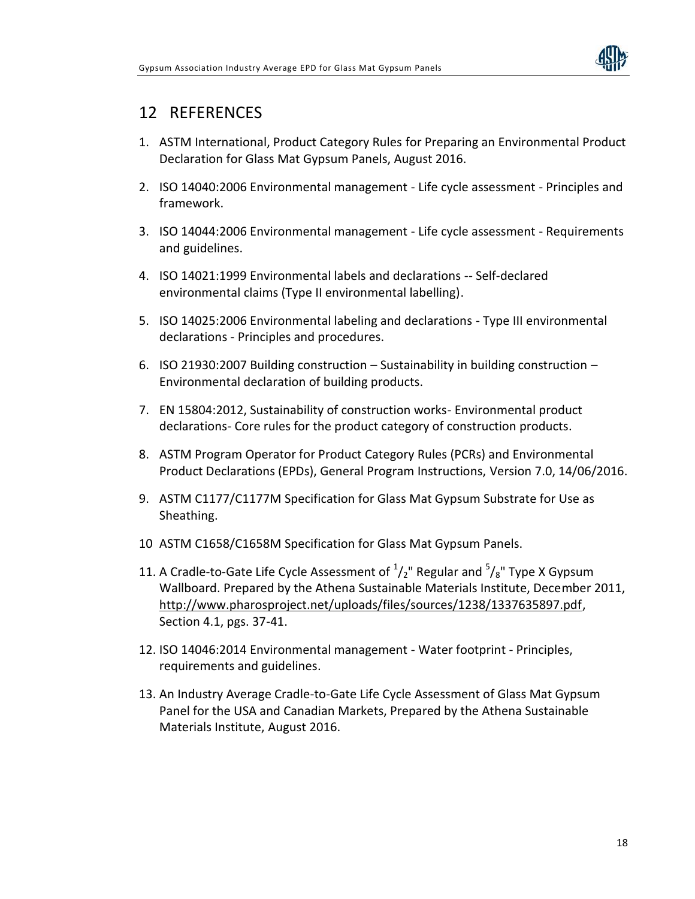## 12 REFERENCES

1. ASTM International, Product Category Rules for Preparing an Environmental Product Declaration for Glass Mat Gypsum Panels, August 2016.
2. ISO 14040:2006 Environmental management - Life cycle assessment - Principles and framework.
3. ISO 14044:2006 Environmental management - Life cycle assessment - Requirements and guidelines.
4. ISO 14021:1999 Environmental labels and declarations -- Self-declared environmental claims (Type II environmental labelling).
5. ISO 14025:2006 Environmental labeling and declarations - Type III environmental declarations - Principles and procedures.
6. ISO 21930:2007 Building construction – Sustainability in building construction – Environmental declaration of building products.
7. EN 15804:2012, Sustainability of construction works- Environmental product declarations- Core rules for the product category of construction products.
8. ASTM Program Operator for Product Category Rules (PCRs) and Environmental Product Declarations (EPDs), General Program Instructions, Version 7.0, 14/06/2016.
9. ASTM C1177/C1177M Specification for Glass Mat Gypsum Substrate for Use as Sheathing.

10 ASTM C1658/C1658M Specification for Glass Mat Gypsum Panels.

11. A Cradle-to-Gate Life Cycle Assessment of $^{1}/_{2}$" Regular and $^{5}/_{8}$" Type X Gypsum Wallboard. Prepared by the Athena Sustainable Materials Institute, December 2011, http://www.pharosproject.net/uploads/files/sources/1238/1337635897.pdf, Section 4.1, pgs. 37-41.
12. ISO 14046:2014 Environmental management - Water footprint - Principles, requirements and guidelines.
13. An Industry Average Cradle-to-Gate Life Cycle Assessment of Glass Mat Gypsum Panel for the USA and Canadian Markets, Prepared by the Athena Sustainable Materials Institute, August 2016.